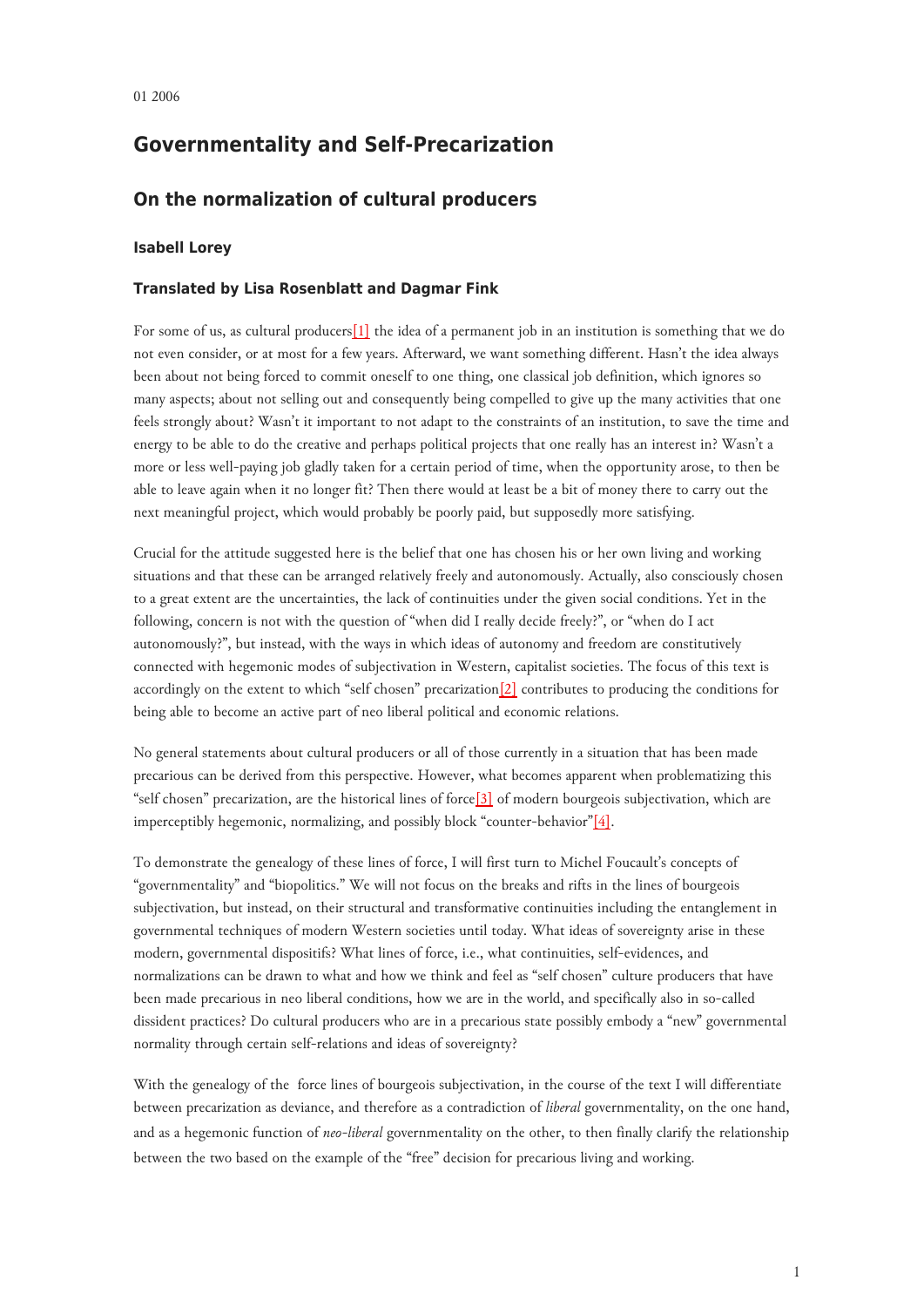01 2006

# Governmentality and Self-Precarization

## On the normalization of cultural producers

### Isabell Lorey

### Translated by Lisa Rosenblatt and Dagmar Fink

For some of us, as cultural producers[1] the idea of a permanent job in an institution is something that we do not even consider, or at most for a few years. Afterward, we want something different. Hasn't the idea always been about not being forced to commit oneself to one thing, one classical job definition, which ignores so many aspects; about not selling out and consequently being compelled to give up the many activities that one feels strongly about? Wasn't it important to not adapt to the constraints of an institution, to save the time and energy to be able to do the creative and perhaps political projects that one really has an interest in? Wasn't a more or less well-paying job gladly taken for a certain period of time, when the opportunity arose, to then be able to leave again when it no longer fit? Then there would at least be a bit of money there to carry out the next meaningful project, which would probably be poorly paid, but supposedly more satisfying.

Crucial for the attitude suggested here is the belief that one has chosen his or her own living and working situations and that these can be arranged relatively freely and autonomously. Actually, also consciously chosen to a great extent are the uncertainties, the lack of continuities under the given social conditions. Yet in the following, concern is not with the question of "when did I really decide freely?", or "when do I act autonomously?", but instead, with the ways in which ideas of autonomy and freedom are constitutively connected with hegemonic modes of subjectivation in Western, capitalist societies. The focus of this text is accordingly on the extent to which "self chosen" precarization[2] contributes to producing the conditions for being able to become an active part of neo liberal political and economic relations.

No general statements about cultural producers or all of those currently in a situation that has been made precarious can be derived from this perspective. However, what becomes apparent when problematizing this "self chosen" precarization, are the historical lines of force[3] of modern bourgeois subjectivation, which are imperceptibly hegemonic, normalizing, and possibly block "counter-behavior"[4].

To demonstrate the genealogy of these lines of force, I will first turn to Michel Foucault's concepts of "governmentality" and "biopolitics." We will not focus on the breaks and rifts in the lines of bourgeois subjectivation, but instead, on their structural and transformative continuities including the entanglement in governmental techniques of modern Western societies until today. What ideas of sovereignty arise in these modern, governmental dispositifs? What lines of force, i.e., what continuities, self-evidences, and normalizations can be drawn to what and how we think and feel as "self chosen" culture producers that have been made precarious in neo liberal conditions, how we are in the world, and specifically also in so-called dissident practices? Do cultural producers who are in a precarious state possibly embody a "new" governmental normality through certain self-relations and ideas of sovereignty?

With the genealogy of the force lines of bourgeois subjectivation, in the course of the text I will differentiate between precarization as deviance, and therefore as a contradiction of *liberal* governmentality, on the one hand, and as a hegemonic function of *neo-liberal* governmentality on the other, to then finally clarify the relationship between the two based on the example of the "free" decision for precarious living and working.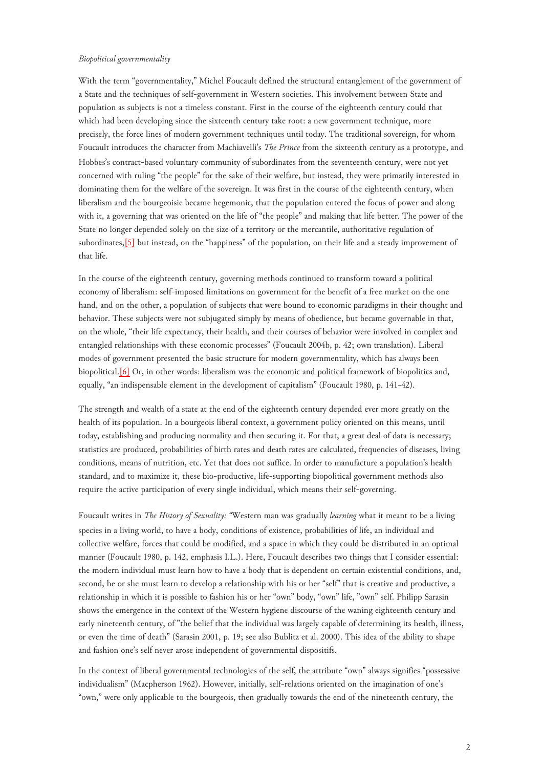*Biopolitical governmentality*

With the term "governmentality," Michel Foucault defined the structural entanglement of the government of a State and the techniques of self-government in Western societies. This involvement between State and population as subjects is not a timeless constant. First in the course of the eighteenth century could that which had been developing since the sixteenth century take root: a new government technique, more precisely, the force lines of modern government techniques until today. The traditional sovereign, for whom Foucault introduces the character from Machiavelli's *The Prince* from the sixteenth century as a prototype, and Hobbes's contract-based voluntary community of subordinates from the seventeenth century, were not yet concerned with ruling "the people" for the sake of their welfare, but instead, they were primarily interested in dominating them for the welfare of the sovereign. It was first in the course of the eighteenth century, when liberalism and the bourgeoisie became hegemonic, that the population entered the focus of power and along with it, a governing that was oriented on the life of "the people" and making that life better. The power of the State no longer depended solely on the size of a territory or the mercantile, authoritative regulation of subordinates,[5] but instead, on the "happiness" of the population, on their life and a steady improvement of that life.

In the course of the eighteenth century, governing methods continued to transform toward a political economy of liberalism: self-imposed limitations on government for the benefit of a free market on the one hand, and on the other, a population of subjects that were bound to economic paradigms in their thought and behavior. These subjects were not subjugated simply by means of obedience, but became governable in that, on the whole, "their life expectancy, their health, and their courses of behavior were involved in complex and entangled relationships with these economic processes" (Foucault 2004b, p. 42; own translation). Liberal modes of government presented the basic structure for modern governmentality, which has always been biopolitical.[6] Or, in other words: liberalism was the economic and political framework of biopolitics and, equally, "an indispensable element in the development of capitalism" (Foucault 1980, p. 141-42).

The strength and wealth of a state at the end of the eighteenth century depended ever more greatly on the health of its population. In a bourgeois liberal context, a government policy oriented on this means, until today, establishing and producing normality and then securing it. For that, a great deal of data is necessary; statistics are produced, probabilities of birth rates and death rates are calculated, frequencies of diseases, living conditions, means of nutrition, etc. Yet that does not suffice. In order to manufacture a population's health standard, and to maximize it, these bio-productive, life-supporting biopolitical government methods also require the active participation of every single individual, which means their self-governing.

Foucault writes in *The History of Sexuality: "*Western man was gradually *learning* what it meant to be a living species in a living world, to have a body, conditions of existence, probabilities of life, an individual and collective welfare, forces that could be modified, and a space in which they could be distributed in an optimal manner (Foucault 1980, p. 142, emphasis I.L.). Here, Foucault describes two things that I consider essential: the modern individual must learn how to have a body that is dependent on certain existential conditions, and, second, he or she must learn to develop a relationship with his or her "self" that is creative and productive, a relationship in which it is possible to fashion his or her "own" body, "own" life, "own" self. Philipp Sarasin shows the emergence in the context of the Western hygiene discourse of the waning eighteenth century and early nineteenth century, of "the belief that the individual was largely capable of determining its health, illness, or even the time of death" (Sarasin 2001, p. 19; see also Bublitz et al. 2000). This idea of the ability to shape and fashion one's self never arose independent of governmental dispositifs.

In the context of liberal governmental technologies of the self, the attribute "own" always signifies "possessive individualism" (Macpherson 1962). However, initially, self-relations oriented on the imagination of one's "own," were only applicable to the bourgeois, then gradually towards the end of the nineteenth century, the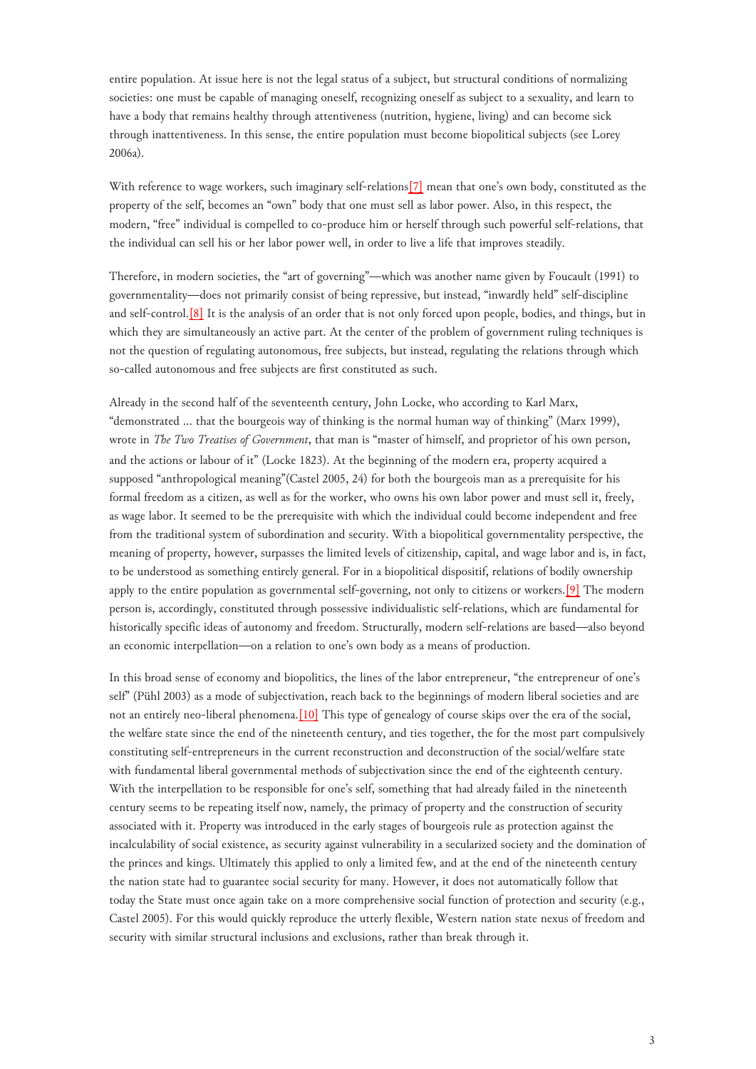entire population. At issue here is not the legal status of a subject, but structural conditions of normalizing societies: one must be capable of managing oneself, recognizing oneself as subject to a sexuality, and learn to have a body that remains healthy through attentiveness (nutrition, hygiene, living) and can become sick through inattentiveness. In this sense, the entire population must become biopolitical subjects (see Lorey 2006a).

With reference to wage workers, such imaginary self-relations[7] mean that one's own body, constituted as the property of the self, becomes an "own" body that one must sell as labor power. Also, in this respect, the modern, "free" individual is compelled to co-produce him or herself through such powerful self-relations, that the individual can sell his or her labor power well, in order to live a life that improves steadily.

Therefore, in modern societies, the "art of governing"—which was another name given by Foucault (1991) to governmentality—does not primarily consist of being repressive, but instead, "inwardly held" self-discipline and self-control.[8] It is the analysis of an order that is not only forced upon people, bodies, and things, but in which they are simultaneously an active part. At the center of the problem of government ruling techniques is not the question of regulating autonomous, free subjects, but instead, regulating the relations through which so-called autonomous and free subjects are first constituted as such.

Already in the second half of the seventeenth century, John Locke, who according to Karl Marx, "demonstrated ... that the bourgeois way of thinking is the normal human way of thinking" (Marx 1999), wrote in *The Two Treatises of Government*, that man is "master of himself, and proprietor of his own person, and the actions or labour of it" (Locke 1823). At the beginning of the modern era, property acquired a supposed "anthropological meaning"(Castel 2005, 24) for both the bourgeois man as a prerequisite for his formal freedom as a citizen, as well as for the worker, who owns his own labor power and must sell it, freely, as wage labor. It seemed to be the prerequisite with which the individual could become independent and free from the traditional system of subordination and security. With a biopolitical governmentality perspective, the meaning of property, however, surpasses the limited levels of citizenship, capital, and wage labor and is, in fact, to be understood as something entirely general. For in a biopolitical dispositif, relations of bodily ownership apply to the entire population as governmental self-governing, not only to citizens or workers.[9] The modern person is, accordingly, constituted through possessive individualistic self-relations, which are fundamental for historically specific ideas of autonomy and freedom. Structurally, modern self-relations are based—also beyond an economic interpellation—on a relation to one's own body as a means of production.

In this broad sense of economy and biopolitics, the lines of the labor entrepreneur, "the entrepreneur of one's self" (Pühl 2003) as a mode of subjectivation, reach back to the beginnings of modern liberal societies and are not an entirely neo-liberal phenomena.[10] This type of genealogy of course skips over the era of the social, the welfare state since the end of the nineteenth century, and ties together, the for the most part compulsively constituting self-entrepreneurs in the current reconstruction and deconstruction of the social/welfare state with fundamental liberal governmental methods of subjectivation since the end of the eighteenth century. With the interpellation to be responsible for one's self, something that had already failed in the nineteenth century seems to be repeating itself now, namely, the primacy of property and the construction of security associated with it. Property was introduced in the early stages of bourgeois rule as protection against the incalculability of social existence, as security against vulnerability in a secularized society and the domination of the princes and kings. Ultimately this applied to only a limited few, and at the end of the nineteenth century the nation state had to guarantee social security for many. However, it does not automatically follow that today the State must once again take on a more comprehensive social function of protection and security (e.g., Castel 2005). For this would quickly reproduce the utterly flexible, Western nation state nexus of freedom and security with similar structural inclusions and exclusions, rather than break through it.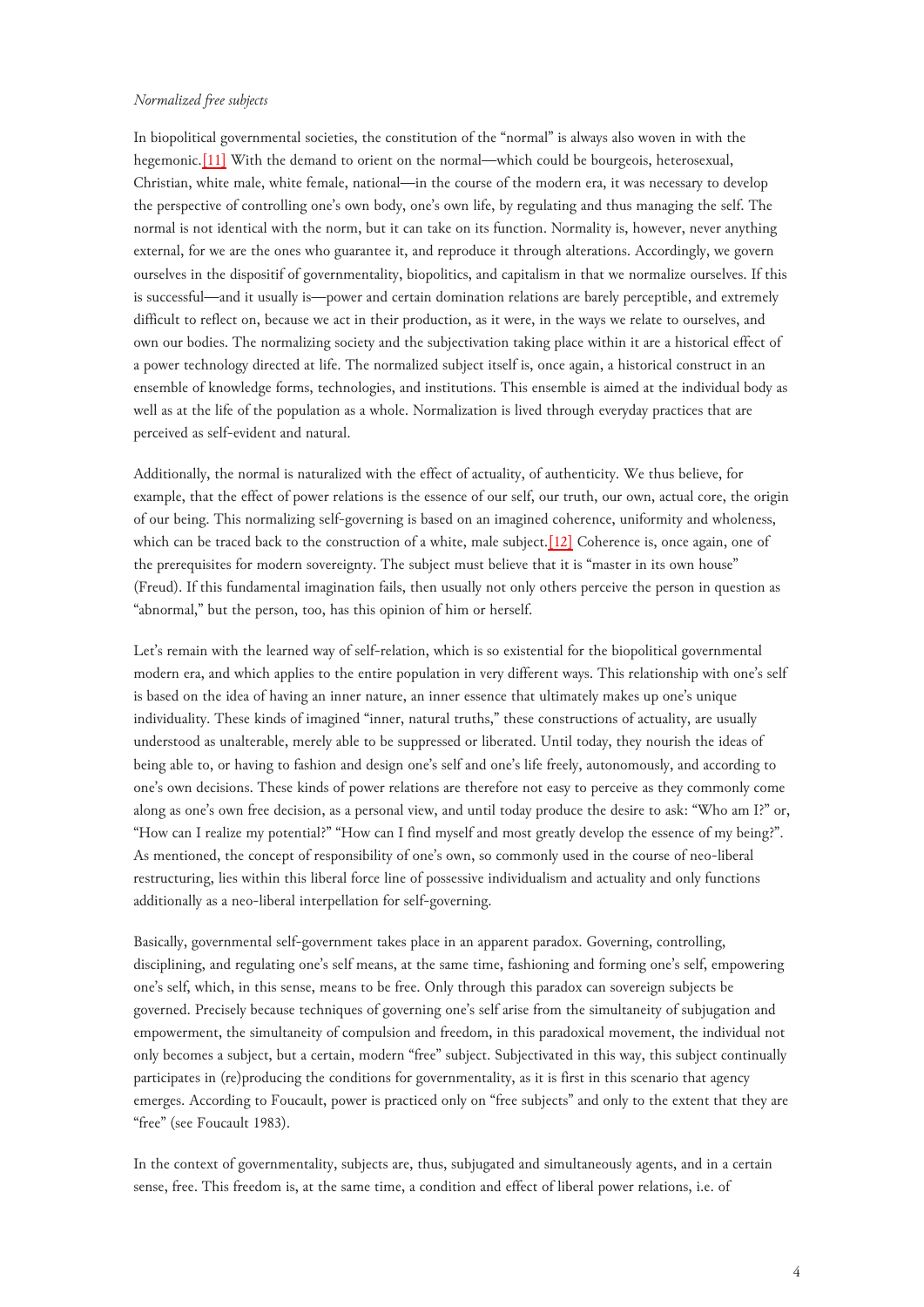*Normalized free subjects*

In biopolitical governmental societies, the constitution of the "normal" is always also woven in with the hegemonic.[11] With the demand to orient on the normal—which could be bourgeois, heterosexual, Christian, white male, white female, national—in the course of the modern era, it was necessary to develop the perspective of controlling one's own body, one's own life, by regulating and thus managing the self. The normal is not identical with the norm, but it can take on its function. Normality is, however, never anything external, for we are the ones who guarantee it, and reproduce it through alterations. Accordingly, we govern ourselves in the dispositif of governmentality, biopolitics, and capitalism in that we normalize ourselves. If this is successful—and it usually is—power and certain domination relations are barely perceptible, and extremely difficult to reflect on, because we act in their production, as it were, in the ways we relate to ourselves, and own our bodies. The normalizing society and the subjectivation taking place within it are a historical effect of a power technology directed at life. The normalized subject itself is, once again, a historical construct in an ensemble of knowledge forms, technologies, and institutions. This ensemble is aimed at the individual body as well as at the life of the population as a whole. Normalization is lived through everyday practices that are perceived as self-evident and natural.

Additionally, the normal is naturalized with the effect of actuality, of authenticity. We thus believe, for example, that the effect of power relations is the essence of our self, our truth, our own, actual core, the origin of our being. This normalizing self-governing is based on an imagined coherence, uniformity and wholeness, which can be traced back to the construction of a white, male subject.[12] Coherence is, once again, one of the prerequisites for modern sovereignty. The subject must believe that it is "master in its own house" (Freud). If this fundamental imagination fails, then usually not only others perceive the person in question as "abnormal," but the person, too, has this opinion of him or herself.

Let's remain with the learned way of self-relation, which is so existential for the biopolitical governmental modern era, and which applies to the entire population in very different ways. This relationship with one's self is based on the idea of having an inner nature, an inner essence that ultimately makes up one's unique individuality. These kinds of imagined "inner, natural truths," these constructions of actuality, are usually understood as unalterable, merely able to be suppressed or liberated. Until today, they nourish the ideas of being able to, or having to fashion and design one's self and one's life freely, autonomously, and according to one's own decisions. These kinds of power relations are therefore not easy to perceive as they commonly come along as one's own free decision, as a personal view, and until today produce the desire to ask: "Who am I?" or, "How can I realize my potential?" "How can I find myself and most greatly develop the essence of my being?". As mentioned, the concept of responsibility of one's own, so commonly used in the course of neo-liberal restructuring, lies within this liberal force line of possessive individualism and actuality and only functions additionally as a neo-liberal interpellation for self-governing.

Basically, governmental self-government takes place in an apparent paradox. Governing, controlling, disciplining, and regulating one's self means, at the same time, fashioning and forming one's self, empowering one's self, which, in this sense, means to be free. Only through this paradox can sovereign subjects be governed. Precisely because techniques of governing one's self arise from the simultaneity of subjugation and empowerment, the simultaneity of compulsion and freedom, in this paradoxical movement, the individual not only becomes a subject, but a certain, modern "free" subject. Subjectivated in this way, this subject continually participates in (re)producing the conditions for governmentality, as it is first in this scenario that agency emerges. According to Foucault, power is practiced only on "free subjects" and only to the extent that they are "free" (see Foucault 1983).

In the context of governmentality, subjects are, thus, subjugated and simultaneously agents, and in a certain sense, free. This freedom is, at the same time, a condition and effect of liberal power relations, i.e. of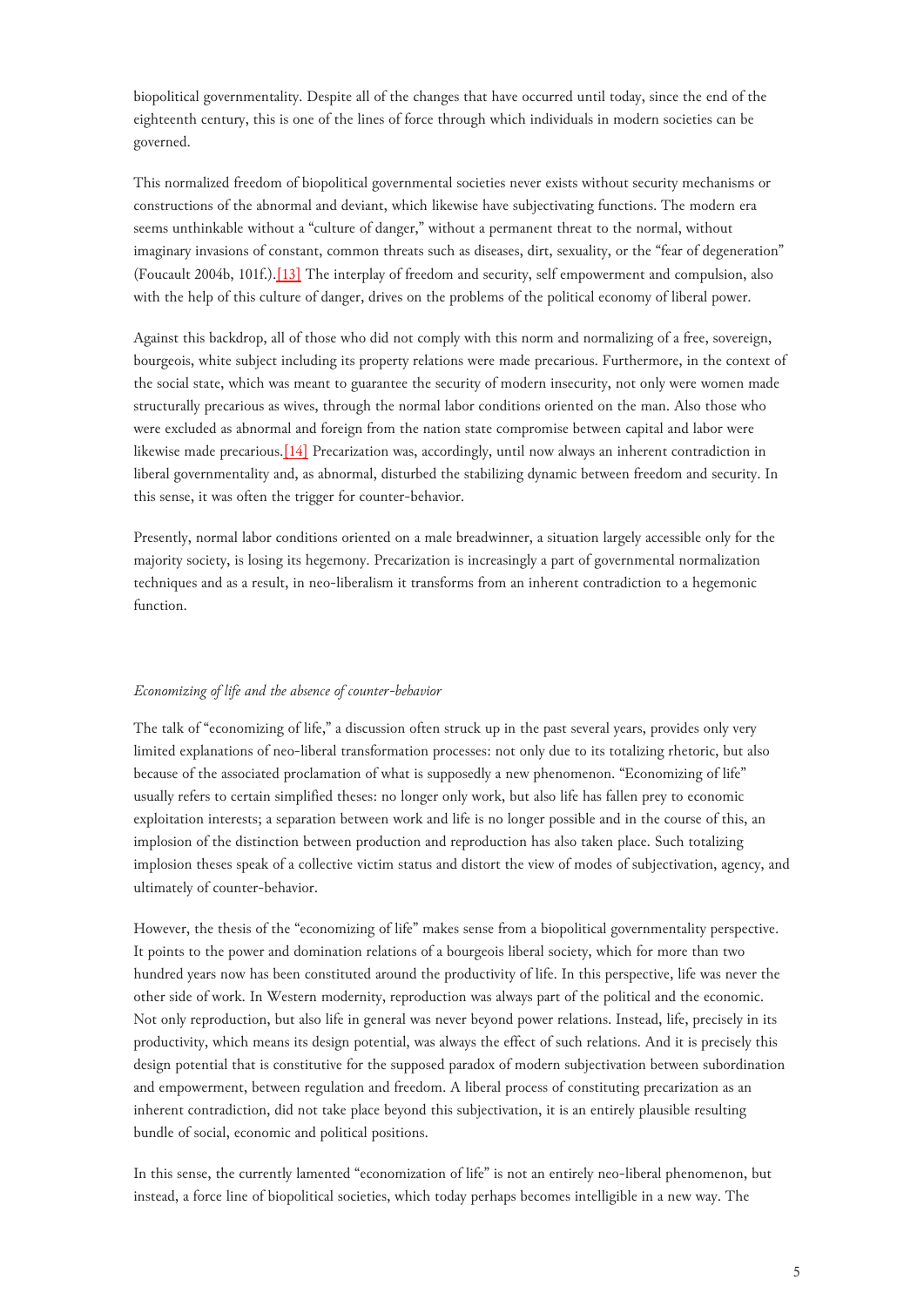biopolitical governmentality. Despite all of the changes that have occurred until today, since the end of the eighteenth century, this is one of the lines of force through which individuals in modern societies can be governed.

This normalized freedom of biopolitical governmental societies never exists without security mechanisms or constructions of the abnormal and deviant, which likewise have subjectivating functions. The modern era seems unthinkable without a "culture of danger," without a permanent threat to the normal, without imaginary invasions of constant, common threats such as diseases, dirt, sexuality, or the "fear of degeneration" (Foucault 2004b, 101f.).[13] The interplay of freedom and security, self empowerment and compulsion, also with the help of this culture of danger, drives on the problems of the political economy of liberal power.

Against this backdrop, all of those who did not comply with this norm and normalizing of a free, sovereign, bourgeois, white subject including its property relations were made precarious. Furthermore, in the context of the social state, which was meant to guarantee the security of modern insecurity, not only were women made structurally precarious as wives, through the normal labor conditions oriented on the man. Also those who were excluded as abnormal and foreign from the nation state compromise between capital and labor were likewise made precarious.[14] Precarization was, accordingly, until now always an inherent contradiction in liberal governmentality and, as abnormal, disturbed the stabilizing dynamic between freedom and security. In this sense, it was often the trigger for counter-behavior.

Presently, normal labor conditions oriented on a male breadwinner, a situation largely accessible only for the majority society, is losing its hegemony. Precarization is increasingly a part of governmental normalization techniques and as a result, in neo-liberalism it transforms from an inherent contradiction to a hegemonic function.

*Economizing of life and the absence of counter-behavior*

The talk of "economizing of life," a discussion often struck up in the past several years, provides only very limited explanations of neo-liberal transformation processes: not only due to its totalizing rhetoric, but also because of the associated proclamation of what is supposedly a new phenomenon. "Economizing of life" usually refers to certain simplified theses: no longer only work, but also life has fallen prey to economic exploitation interests; a separation between work and life is no longer possible and in the course of this, an implosion of the distinction between production and reproduction has also taken place. Such totalizing implosion theses speak of a collective victim status and distort the view of modes of subjectivation, agency, and ultimately of counter-behavior.

However, the thesis of the "economizing of life" makes sense from a biopolitical governmentality perspective. It points to the power and domination relations of a bourgeois liberal society, which for more than two hundred years now has been constituted around the productivity of life. In this perspective, life was never the other side of work. In Western modernity, reproduction was always part of the political and the economic. Not only reproduction, but also life in general was never beyond power relations. Instead, life, precisely in its productivity, which means its design potential, was always the effect of such relations. And it is precisely this design potential that is constitutive for the supposed paradox of modern subjectivation between subordination and empowerment, between regulation and freedom. A liberal process of constituting precarization as an inherent contradiction, did not take place beyond this subjectivation, it is an entirely plausible resulting bundle of social, economic and political positions.

In this sense, the currently lamented "economization of life" is not an entirely neo-liberal phenomenon, but instead, a force line of biopolitical societies, which today perhaps becomes intelligible in a new way. The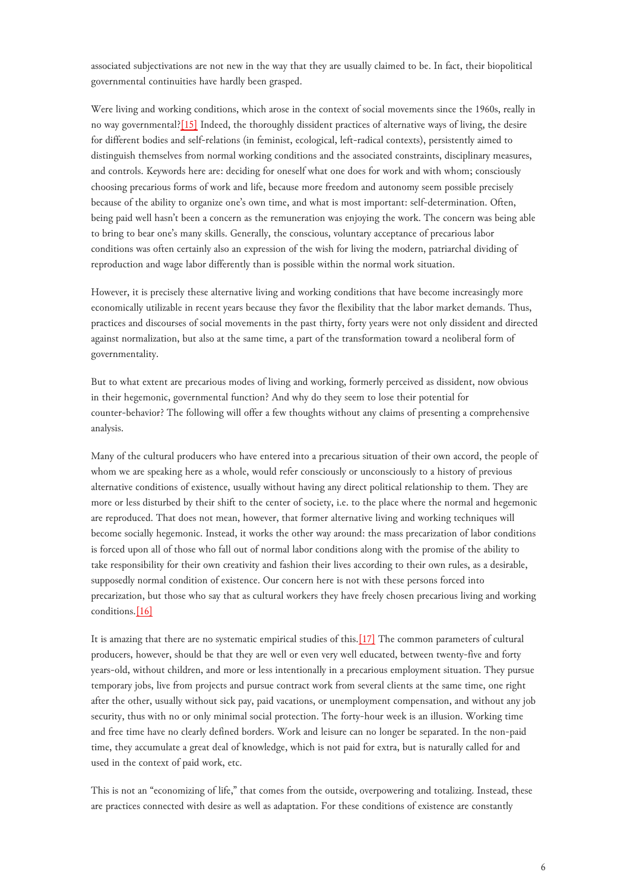associated subjectivations are not new in the way that they are usually claimed to be. In fact, their biopolitical governmental continuities have hardly been grasped.

Were living and working conditions, which arose in the context of social movements since the 1960s, really in no way governmental?[15] Indeed, the thoroughly dissident practices of alternative ways of living, the desire for different bodies and self-relations (in feminist, ecological, left-radical contexts), persistently aimed to distinguish themselves from normal working conditions and the associated constraints, disciplinary measures, and controls. Keywords here are: deciding for oneself what one does for work and with whom; consciously choosing precarious forms of work and life, because more freedom and autonomy seem possible precisely because of the ability to organize one's own time, and what is most important: self-determination. Often, being paid well hasn't been a concern as the remuneration was enjoying the work. The concern was being able to bring to bear one's many skills. Generally, the conscious, voluntary acceptance of precarious labor conditions was often certainly also an expression of the wish for living the modern, patriarchal dividing of reproduction and wage labor differently than is possible within the normal work situation.

However, it is precisely these alternative living and working conditions that have become increasingly more economically utilizable in recent years because they favor the flexibility that the labor market demands. Thus, practices and discourses of social movements in the past thirty, forty years were not only dissident and directed against normalization, but also at the same time, a part of the transformation toward a neoliberal form of governmentality.

But to what extent are precarious modes of living and working, formerly perceived as dissident, now obvious in their hegemonic, governmental function? And why do they seem to lose their potential for counter-behavior? The following will offer a few thoughts without any claims of presenting a comprehensive analysis.

Many of the cultural producers who have entered into a precarious situation of their own accord, the people of whom we are speaking here as a whole, would refer consciously or unconsciously to a history of previous alternative conditions of existence, usually without having any direct political relationship to them. They are more or less disturbed by their shift to the center of society, i.e. to the place where the normal and hegemonic are reproduced. That does not mean, however, that former alternative living and working techniques will become socially hegemonic. Instead, it works the other way around: the mass precarization of labor conditions is forced upon all of those who fall out of normal labor conditions along with the promise of the ability to take responsibility for their own creativity and fashion their lives according to their own rules, as a desirable, supposedly normal condition of existence. Our concern here is not with these persons forced into precarization, but those who say that as cultural workers they have freely chosen precarious living and working conditions.[16]

It is amazing that there are no systematic empirical studies of this.[17] The common parameters of cultural producers, however, should be that they are well or even very well educated, between twenty-five and forty years-old, without children, and more or less intentionally in a precarious employment situation. They pursue temporary jobs, live from projects and pursue contract work from several clients at the same time, one right after the other, usually without sick pay, paid vacations, or unemployment compensation, and without any job security, thus with no or only minimal social protection. The forty-hour week is an illusion. Working time and free time have no clearly defined borders. Work and leisure can no longer be separated. In the non-paid time, they accumulate a great deal of knowledge, which is not paid for extra, but is naturally called for and used in the context of paid work, etc.

This is not an "economizing of life," that comes from the outside, overpowering and totalizing. Instead, these are practices connected with desire as well as adaptation. For these conditions of existence are constantly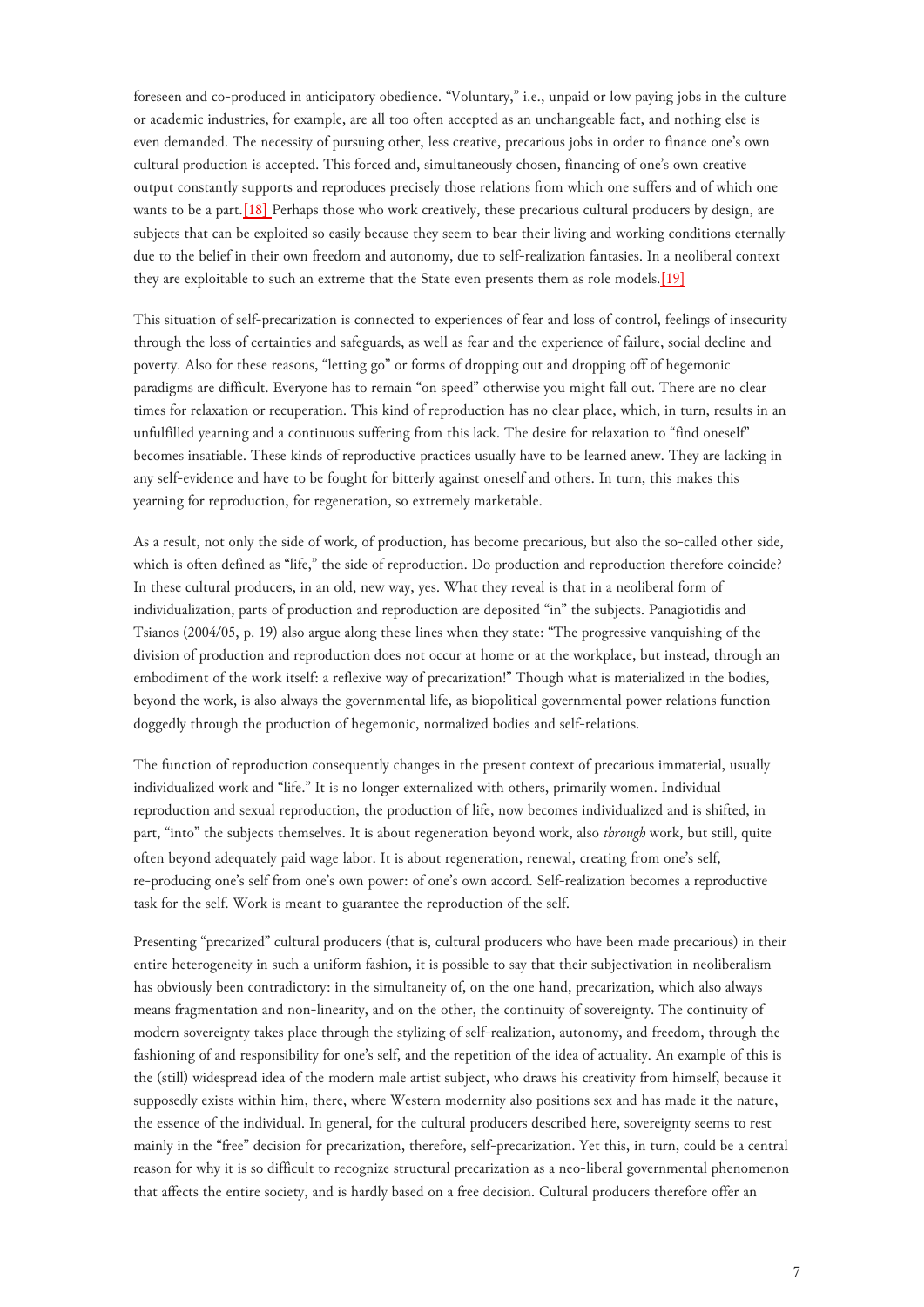foreseen and co-produced in anticipatory obedience. "Voluntary," i.e., unpaid or low paying jobs in the culture or academic industries, for example, are all too often accepted as an unchangeable fact, and nothing else is even demanded. The necessity of pursuing other, less creative, precarious jobs in order to finance one's own cultural production is accepted. This forced and, simultaneously chosen, financing of one's own creative output constantly supports and reproduces precisely those relations from which one suffers and of which one wants to be a part.[18] Perhaps those who work creatively, these precarious cultural producers by design, are subjects that can be exploited so easily because they seem to bear their living and working conditions eternally due to the belief in their own freedom and autonomy, due to self-realization fantasies. In a neoliberal context they are exploitable to such an extreme that the State even presents them as role models.[19]

This situation of self-precarization is connected to experiences of fear and loss of control, feelings of insecurity through the loss of certainties and safeguards, as well as fear and the experience of failure, social decline and poverty. Also for these reasons, "letting go" or forms of dropping out and dropping off of hegemonic paradigms are difficult. Everyone has to remain "on speed" otherwise you might fall out. There are no clear times for relaxation or recuperation. This kind of reproduction has no clear place, which, in turn, results in an unfulfilled yearning and a continuous suffering from this lack. The desire for relaxation to "find oneself" becomes insatiable. These kinds of reproductive practices usually have to be learned anew. They are lacking in any self-evidence and have to be fought for bitterly against oneself and others. In turn, this makes this yearning for reproduction, for regeneration, so extremely marketable.

As a result, not only the side of work, of production, has become precarious, but also the so-called other side, which is often defined as "life," the side of reproduction. Do production and reproduction therefore coincide? In these cultural producers, in an old, new way, yes. What they reveal is that in a neoliberal form of individualization, parts of production and reproduction are deposited "in" the subjects. Panagiotidis and Tsianos (2004/05, p. 19) also argue along these lines when they state: "The progressive vanquishing of the division of production and reproduction does not occur at home or at the workplace, but instead, through an embodiment of the work itself: a reflexive way of precarization!" Though what is materialized in the bodies, beyond the work, is also always the governmental life, as biopolitical governmental power relations function doggedly through the production of hegemonic, normalized bodies and self-relations.

The function of reproduction consequently changes in the present context of precarious immaterial, usually individualized work and "life." It is no longer externalized with others, primarily women. Individual reproduction and sexual reproduction, the production of life, now becomes individualized and is shifted, in part, "into" the subjects themselves. It is about regeneration beyond work, also *through* work, but still, quite often beyond adequately paid wage labor. It is about regeneration, renewal, creating from one's self, re-producing one's self from one's own power: of one's own accord. Self-realization becomes a reproductive task for the self. Work is meant to guarantee the reproduction of the self.

Presenting "precarized" cultural producers (that is, cultural producers who have been made precarious) in their entire heterogeneity in such a uniform fashion, it is possible to say that their subjectivation in neoliberalism has obviously been contradictory: in the simultaneity of, on the one hand, precarization, which also always means fragmentation and non-linearity, and on the other, the continuity of sovereignty. The continuity of modern sovereignty takes place through the stylizing of self-realization, autonomy, and freedom, through the fashioning of and responsibility for one's self, and the repetition of the idea of actuality. An example of this is the (still) widespread idea of the modern male artist subject, who draws his creativity from himself, because it supposedly exists within him, there, where Western modernity also positions sex and has made it the nature, the essence of the individual. In general, for the cultural producers described here, sovereignty seems to rest mainly in the "free" decision for precarization, therefore, self-precarization. Yet this, in turn, could be a central reason for why it is so difficult to recognize structural precarization as a neo-liberal governmental phenomenon that affects the entire society, and is hardly based on a free decision. Cultural producers therefore offer an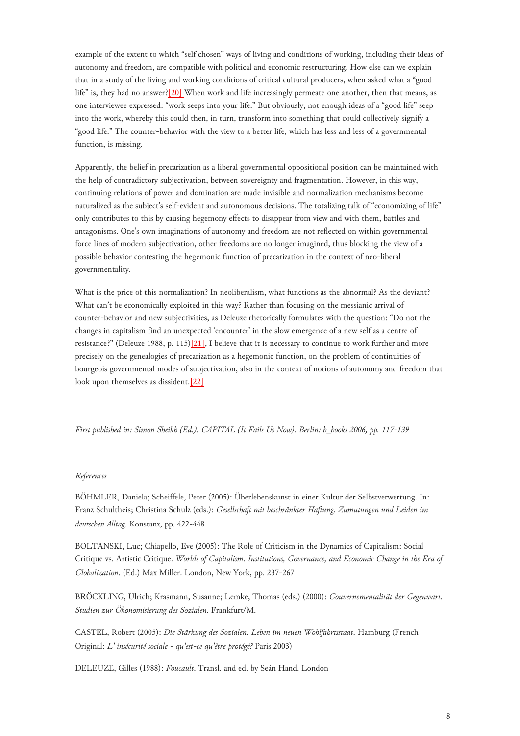example of the extent to which "self chosen" ways of living and conditions of working, including their ideas of autonomy and freedom, are compatible with political and economic restructuring. How else can we explain that in a study of the living and working conditions of critical cultural producers, when asked what a "good life" is, they had no answer?[20] When work and life increasingly permeate one another, then that means, as one interviewee expressed: "work seeps into your life." But obviously, not enough ideas of a "good life" seep into the work, whereby this could then, in turn, transform into something that could collectively signify a "good life." The counter-behavior with the view to a better life, which has less and less of a governmental function, is missing.

Apparently, the belief in precarization as a liberal governmental oppositional position can be maintained with the help of contradictory subjectivation, between sovereignty and fragmentation. However, in this way, continuing relations of power and domination are made invisible and normalization mechanisms become naturalized as the subject's self-evident and autonomous decisions. The totalizing talk of "economizing of life" only contributes to this by causing hegemony effects to disappear from view and with them, battles and antagonisms. One's own imaginations of autonomy and freedom are not reflected on within governmental force lines of modern subjectivation, other freedoms are no longer imagined, thus blocking the view of a possible behavior contesting the hegemonic function of precarization in the context of neo-liberal governmentality.

What is the price of this normalization? In neoliberalism, what functions as the abnormal? As the deviant? What can't be economically exploited in this way? Rather than focusing on the messianic arrival of counter-behavior and new subjectivities, as Deleuze rhetorically formulates with the question: "Do not the changes in capitalism find an unexpected 'encounter' in the slow emergence of a new self as a centre of resistance?" (Deleuze 1988, p. 115)[21], I believe that it is necessary to continue to work further and more precisely on the genealogies of precarization as a hegemonic function, on the problem of continuities of bourgeois governmental modes of subjectivation, also in the context of notions of autonomy and freedom that look upon themselves as dissident.[22]

*First published in: Simon Sheikh (Ed.). CAPITAL (It Fails Us Now). Berlin: b_books 2006, pp. 117-139*

*References*

BÖHMLER, Daniela; Scheiffele, Peter (2005): Überlebenskunst in einer Kultur der Selbstverwertung. In: Franz Schultheis; Christina Schulz (eds.): *Gesellschaft mit beschränkter Haftung. Zumutungen und Leiden im deutschen Alltag*. Konstanz, pp. 422-448

BOLTANSKI, Luc; Chiapello, Eve (2005): The Role of Criticism in the Dynamics of Capitalism: Social Critique vs. Artistic Critique. *Worlds of Capitalism. Institutions, Governance, and Economic Change in the Era of Globalization*. (Ed.) Max Miller. London, New York, pp. 237-267

BRÖCKLING, Ulrich; Krasmann, Susanne; Lemke, Thomas (eds.) (2000): *Gouvernementalität der Gegenwart. Studien zur Ökonomisierung des Sozialen*. Frankfurt/M.

CASTEL, Robert (2005): *Die Stärkung des Sozialen. Leben im neuen Wohlfahrtsstaat*. Hamburg (French Original: *L' insécurité sociale - qu'est-ce qu'être protégé?* Paris 2003)

DELEUZE, Gilles (1988): *Foucault*. Transl. and ed. by Seán Hand. London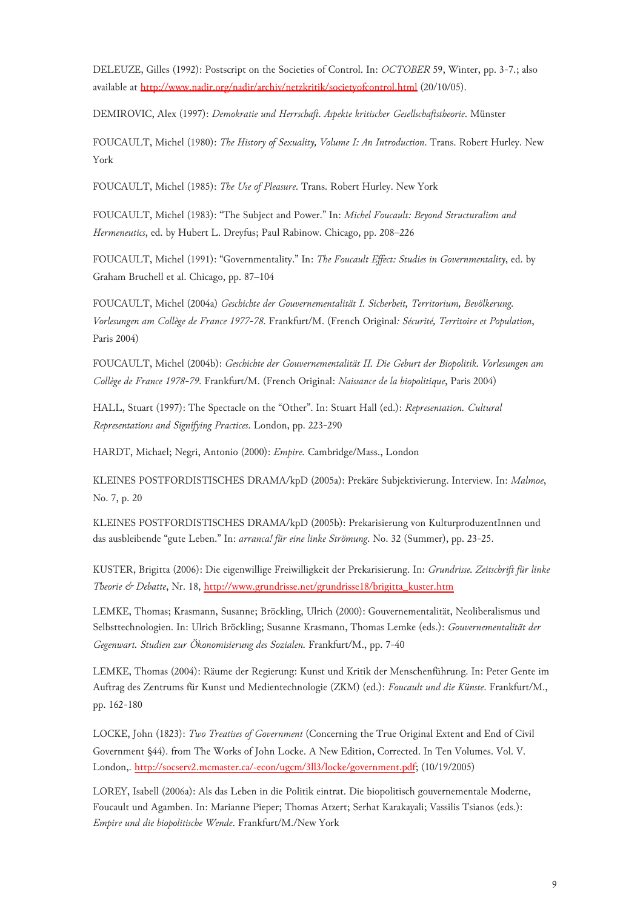DELEUZE, Gilles (1992): Postscript on the Societies of Control. In: *OCTOBER* 59, Winter, pp. 3-7.; also available at http://www.nadir.org/nadir/archiv/netzkritik/societyofcontrol.html (20/10/05).

DEMIROVIC, Alex (1997): *Demokratie und Herrschaft. Aspekte kritischer Gesellschaftstheorie*. Münster

FOUCAULT, Michel (1980): *The History of Sexuality, Volume I: An Introduction*. Trans. Robert Hurley. New York

FOUCAULT, Michel (1985): *The Use of Pleasure*. Trans. Robert Hurley. New York

FOUCAULT, Michel (1983): "The Subject and Power." In: *Michel Foucault: Beyond Structuralism and Hermeneutics*, ed. by Hubert L. Dreyfus; Paul Rabinow. Chicago, pp. 208–226

FOUCAULT, Michel (1991): "Governmentality." In: *The Foucault Effect: Studies in Governmentality*, ed. by Graham Bruchell et al. Chicago, pp. 87–104

FOUCAULT, Michel (2004a) *Geschichte der Gouvernementalität I. Sicherheit, Territorium, Bevölkerung. Vorlesungen am Collège de France 1977-78*. Frankfurt/M. (French Original*: Sécurité, Territoire et Population*, Paris 2004)

FOUCAULT, Michel (2004b): *Geschichte der Gouvernementalität II. Die Geburt der Biopolitik. Vorlesungen am Collège de France 1978-79*. Frankfurt/M. (French Original: *Naissance de la biopolitique*, Paris 2004)

HALL, Stuart (1997): The Spectacle on the "Other". In: Stuart Hall (ed.): *Representation. Cultural Representations and Signifying Practices*. London, pp. 223-290

HARDT, Michael; Negri, Antonio (2000): *Empire*. Cambridge/Mass., London

KLEINES POSTFORDISTISCHES DRAMA/kpD (2005a): Prekäre Subjektivierung. Interview. In: *Malmoe*, No. 7, p. 20

KLEINES POSTFORDISTISCHES DRAMA/kpD (2005b): Prekarisierung von KulturproduzentInnen und das ausbleibende "gute Leben." In: *arranca! für eine linke Strömung*. No. 32 (Summer), pp. 23-25.

KUSTER, Brigitta (2006): Die eigenwillige Freiwilligkeit der Prekarisierung. In: *Grundrisse. Zeitschrift für linke Theorie & Debatte*, Nr. 18, http://www.grundrisse.net/grundrisse18/brigitta_kuster.htm

LEMKE, Thomas; Krasmann, Susanne; Bröckling, Ulrich (2000): Gouvernementalität, Neoliberalismus und Selbsttechnologien. In: Ulrich Bröckling; Susanne Krasmann, Thomas Lemke (eds.): *Gouvernementalität der Gegenwart. Studien zur Ökonomisierung des Sozialen.* Frankfurt/M., pp. 7-40

LEMKE, Thomas (2004): Räume der Regierung: Kunst und Kritik der Menschenführung. In: Peter Gente im Auftrag des Zentrums für Kunst und Medientechnologie (ZKM) (ed.): *Foucault und die Künste*. Frankfurt/M., pp. 162-180

LOCKE, John (1823): *Two Treatises of Government* (Concerning the True Original Extent and End of Civil Government §44). from The Works of John Locke. A New Edition, Corrected. In Ten Volumes. Vol. V. London,. http://socserv2.mcmaster.ca/-econ/ugcm/3ll3/locke/government.pdf; (10/19/2005)

LOREY, Isabell (2006a): Als das Leben in die Politik eintrat. Die biopolitisch gouvernementale Moderne, Foucault und Agamben. In: Marianne Pieper; Thomas Atzert; Serhat Karakayali; Vassilis Tsianos (eds.): *Empire und die biopolitische Wende*. Frankfurt/M./New York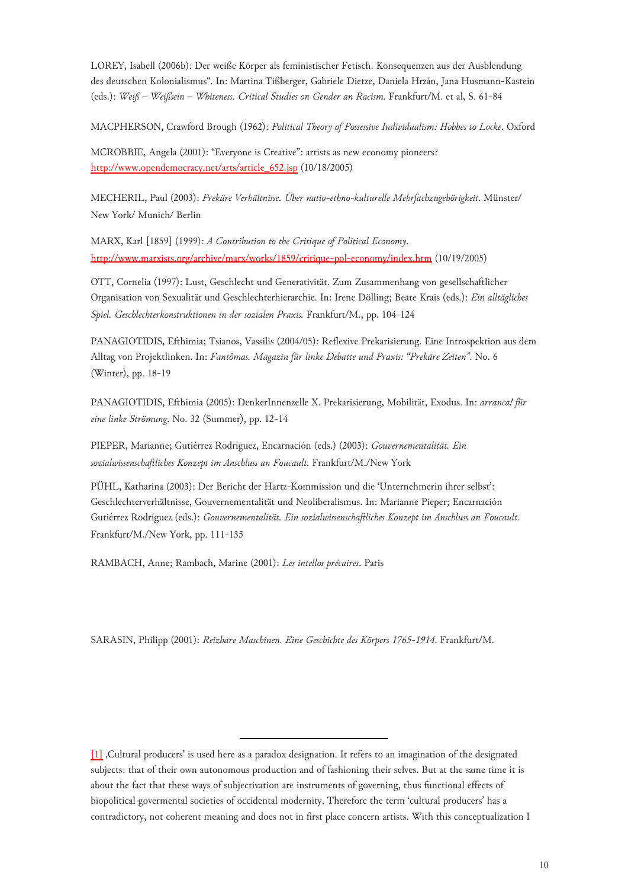LOREY, Isabell (2006b): Der weiße Körper als feministischer Fetisch. Konsequenzen aus der Ausblendung des deutschen Kolonialismus". In: Martina Tißberger, Gabriele Dietze, Daniela Hrzán, Jana Husmann-Kastein (eds.): *Weiß – Weißsein – Whiteness. Critical Studies on Gender an Racism.* Frankfurt/M. et al, S. 61-84

MACPHERSON, Crawford Brough (1962): *Political Theory of Possessive Individualism: Hobbes to Locke*. Oxford

MCROBBIE, Angela (2001): "Everyone is Creative": artists as new economy pioneers? http://www.opendemocracy.net/arts/article_652.jsp (10/18/2005)

MECHERIL, Paul (2003): *Prekäre Verhältnisse. Über natio-ethno-kulturelle Mehrfachzugehörigkeit*. Münster/ New York/ Munich/ Berlin

MARX, Karl [1859] (1999): *A Contribution to the Critique of Political Economy.* http://www.marxists.org/archive/marx/works/1859/critique-pol-economy/index.htm (10/19/2005)

OTT, Cornelia (1997): Lust, Geschlecht und Generativität. Zum Zusammenhang von gesellschaftlicher Organisation von Sexualität und Geschlechterhierarchie. In: Irene Dölling; Beate Krais (eds.): *Ein alltägliches Spiel. Geschlechterkonstruktionen in der sozialen Praxis.* Frankfurt/M., pp. 104-124

PANAGIOTIDIS, Efthimia; Tsianos, Vassilis (2004/05): Reflexive Prekarisierung. Eine Introspektion aus dem Alltag von Projektlinken. In: *Fantômas. Magazin für linke Debatte und Praxis: "Prekäre Zeiten"*. No. 6 (Winter), pp. 18-19

PANAGIOTIDIS, Efthimia (2005): DenkerInnenzelle X. Prekarisierung, Mobilität, Exodus. In: *arranca! für eine linke Strömung*. No. 32 (Summer), pp. 12-14

PIEPER, Marianne; Gutiérrez Rodríguez, Encarnación (eds.) (2003): *Gouvernementalität. Ein sozialwissenschaftliches Konzept im Anschluss an Foucault.* Frankfurt/M./New York

PÜHL, Katharina (2003): Der Bericht der Hartz-Kommission und die 'Unternehmerin ihrer selbst': Geschlechterverhältnisse, Gouvernementalität und Neoliberalismus. In: Marianne Pieper; Encarnación Gutiérrez Rodríguez (eds.): *Gouvernementalität. Ein sozialwissenschaftliches Konzept im Anschluss an Foucault.* Frankfurt/M./New York, pp. 111-135

RAMBACH, Anne; Rambach, Marine (2001): *Les intellos précaires*. Paris

SARASIN, Philipp (2001): *Reizbare Maschinen. Eine Geschichte des Körpers 1765-1914*. Frankfurt/M.

---

[1] ‚Cultural producers' is used here as a paradox designation. It refers to an imagination of the designated subjects: that of their own autonomous production and of fashioning their selves. But at the same time it is about the fact that these ways of subjectivation are instruments of governing, thus functional effects of biopolitical govermental societies of occidental modernity. Therefore the term 'cultural producers' has a contradictory, not coherent meaning and does not in first place concern artists. With this conceptualization I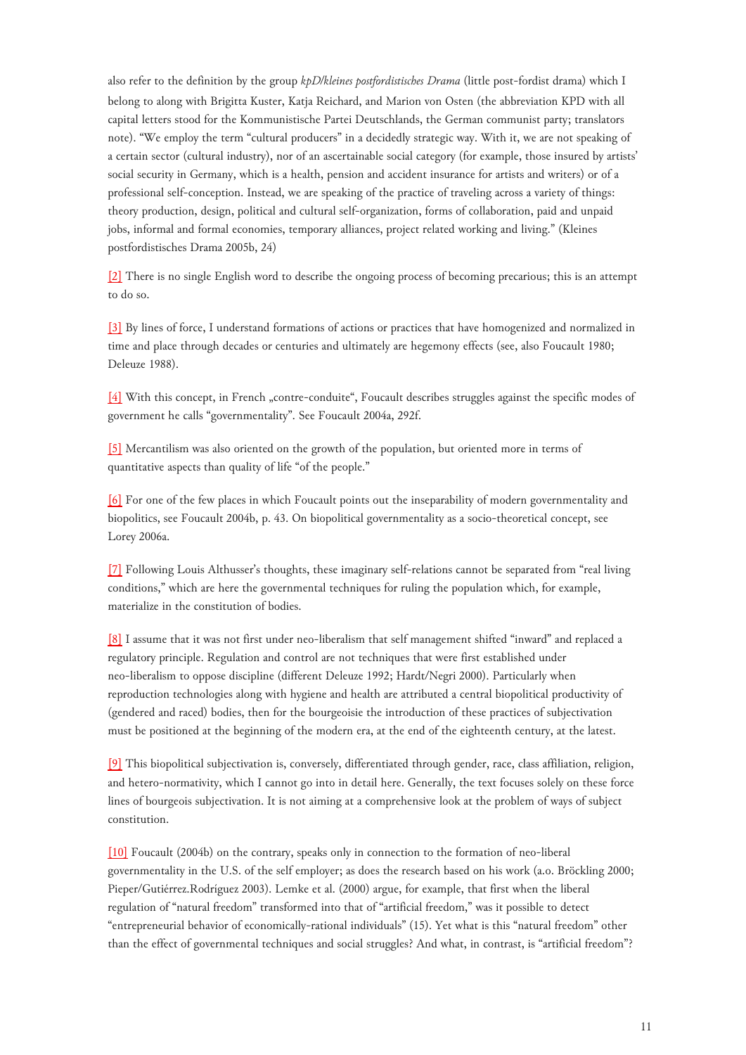also refer to the definition by the group *kpD/kleines postfordistisches Drama* (little post-fordist drama) which I belong to along with Brigitta Kuster, Katja Reichard, and Marion von Osten (the abbreviation KPD with all capital letters stood for the Kommunistische Partei Deutschlands, the German communist party; translators note). "We employ the term "cultural producers" in a decidedly strategic way. With it, we are not speaking of a certain sector (cultural industry), nor of an ascertainable social category (for example, those insured by artists' social security in Germany, which is a health, pension and accident insurance for artists and writers) or of a professional self-conception. Instead, we are speaking of the practice of traveling across a variety of things: theory production, design, political and cultural self-organization, forms of collaboration, paid and unpaid jobs, informal and formal economies, temporary alliances, project related working and living." (Kleines postfordistisches Drama 2005b, 24)

[2] There is no single English word to describe the ongoing process of becoming precarious; this is an attempt to do so.

[3] By lines of force, I understand formations of actions or practices that have homogenized and normalized in time and place through decades or centuries and ultimately are hegemony effects (see, also Foucault 1980; Deleuze 1988).

[4] With this concept, in French „contre-conduite", Foucault describes struggles against the specific modes of government he calls "governmentality". See Foucault 2004a, 292f.

[5] Mercantilism was also oriented on the growth of the population, but oriented more in terms of quantitative aspects than quality of life "of the people."

[6] For one of the few places in which Foucault points out the inseparability of modern governmentality and biopolitics, see Foucault 2004b, p. 43. On biopolitical governmentality as a socio-theoretical concept, see Lorey 2006a.

[7] Following Louis Althusser's thoughts, these imaginary self-relations cannot be separated from "real living conditions," which are here the governmental techniques for ruling the population which, for example, materialize in the constitution of bodies.

[8] I assume that it was not first under neo-liberalism that self management shifted "inward" and replaced a regulatory principle. Regulation and control are not techniques that were first established under neo-liberalism to oppose discipline (different Deleuze 1992; Hardt/Negri 2000). Particularly when reproduction technologies along with hygiene and health are attributed a central biopolitical productivity of (gendered and raced) bodies, then for the bourgeoisie the introduction of these practices of subjectivation must be positioned at the beginning of the modern era, at the end of the eighteenth century, at the latest.

[9] This biopolitical subjectivation is, conversely, differentiated through gender, race, class affiliation, religion, and hetero-normativity, which I cannot go into in detail here. Generally, the text focuses solely on these force lines of bourgeois subjectivation. It is not aiming at a comprehensive look at the problem of ways of subject constitution.

[10] Foucault (2004b) on the contrary, speaks only in connection to the formation of neo-liberal governmentality in the U.S. of the self employer; as does the research based on his work (a.o. Bröckling 2000; Pieper/Gutiérrez.Rodríguez 2003). Lemke et al. (2000) argue, for example, that first when the liberal regulation of "natural freedom" transformed into that of "artificial freedom," was it possible to detect "entrepreneurial behavior of economically-rational individuals" (15). Yet what is this "natural freedom" other than the effect of governmental techniques and social struggles? And what, in contrast, is "artificial freedom"?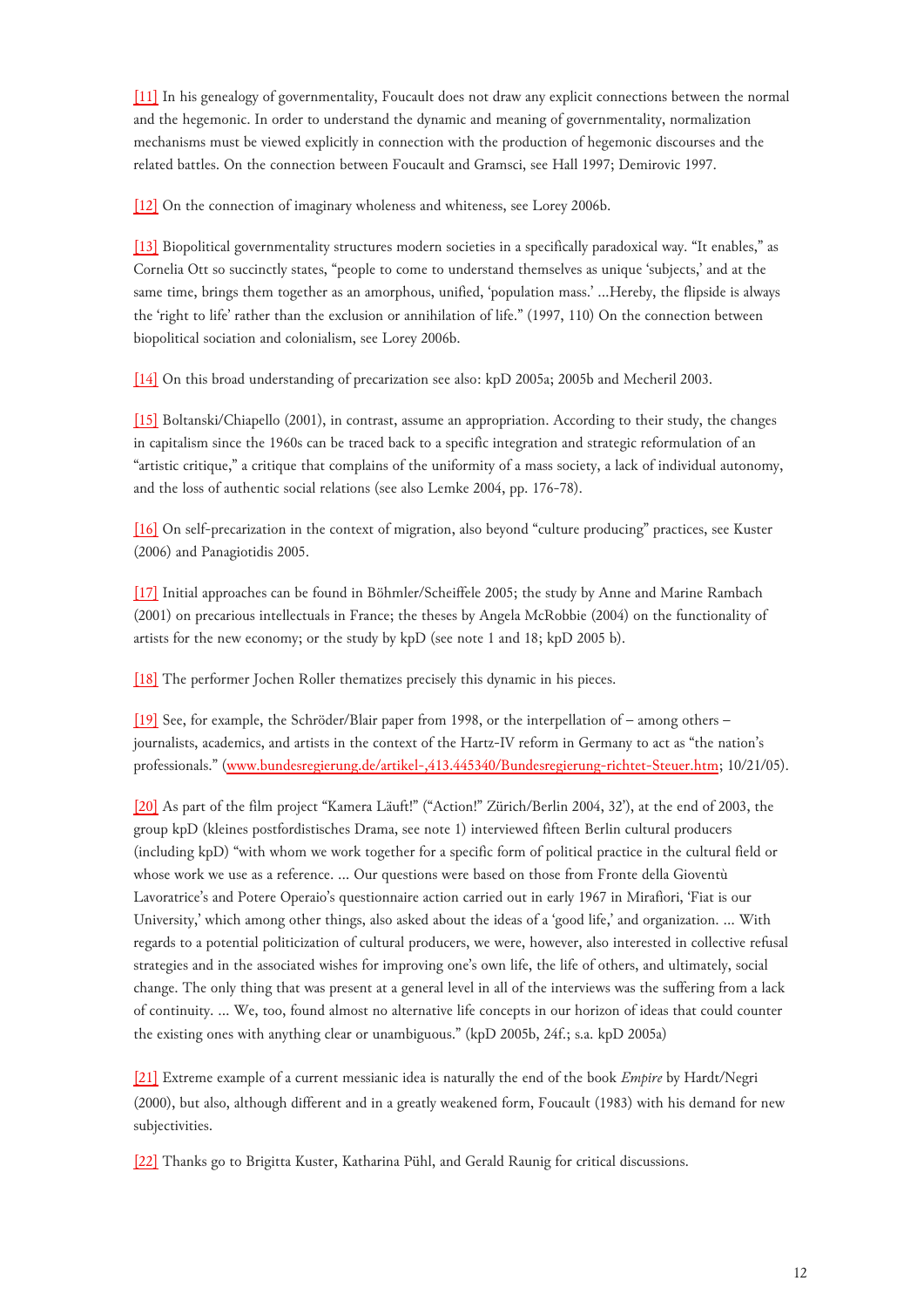[11] In his genealogy of governmentality, Foucault does not draw any explicit connections between the normal and the hegemonic. In order to understand the dynamic and meaning of governmentality, normalization mechanisms must be viewed explicitly in connection with the production of hegemonic discourses and the related battles. On the connection between Foucault and Gramsci, see Hall 1997; Demirovic 1997.

[12] On the connection of imaginary wholeness and whiteness, see Lorey 2006b.

[13] Biopolitical governmentality structures modern societies in a specifically paradoxical way. "It enables," as Cornelia Ott so succinctly states, "people to come to understand themselves as unique 'subjects,' and at the same time, brings them together as an amorphous, unified, 'population mass.' ...Hereby, the flipside is always the 'right to life' rather than the exclusion or annihilation of life." (1997, 110) On the connection between biopolitical sociation and colonialism, see Lorey 2006b.

[14] On this broad understanding of precarization see also: kpD 2005a; 2005b and Mecheril 2003.

[15] Boltanski/Chiapello (2001), in contrast, assume an appropriation. According to their study, the changes in capitalism since the 1960s can be traced back to a specific integration and strategic reformulation of an "artistic critique," a critique that complains of the uniformity of a mass society, a lack of individual autonomy, and the loss of authentic social relations (see also Lemke 2004, pp. 176-78).

[16] On self-precarization in the context of migration, also beyond "culture producing" practices, see Kuster (2006) and Panagiotidis 2005.

[17] Initial approaches can be found in Böhmler/Scheiffele 2005; the study by Anne and Marine Rambach (2001) on precarious intellectuals in France; the theses by Angela McRobbie (2004) on the functionality of artists for the new economy; or the study by kpD (see note 1 and 18; kpD 2005 b).

[18] The performer Jochen Roller thematizes precisely this dynamic in his pieces.

[19] See, for example, the Schröder/Blair paper from 1998, or the interpellation of – among others – journalists, academics, and artists in the context of the Hartz-IV reform in Germany to act as "the nation's professionals." (www.bundesregierung.de/artikel-,413.445340/Bundesregierung-richtet-Steuer.htm; 10/21/05).

[20] As part of the film project "Kamera Läuft!" ("Action!" Zürich/Berlin 2004, 32'), at the end of 2003, the group kpD (kleines postfordistisches Drama, see note 1) interviewed fifteen Berlin cultural producers (including kpD) "with whom we work together for a specific form of political practice in the cultural field or whose work we use as a reference. ... Our questions were based on those from Fronte della Gioventù Lavoratrice's and Potere Operaio's questionnaire action carried out in early 1967 in Mirafiori, 'Fiat is our University,' which among other things, also asked about the ideas of a 'good life,' and organization. ... With regards to a potential politicization of cultural producers, we were, however, also interested in collective refusal strategies and in the associated wishes for improving one's own life, the life of others, and ultimately, social change. The only thing that was present at a general level in all of the interviews was the suffering from a lack of continuity. ... We, too, found almost no alternative life concepts in our horizon of ideas that could counter the existing ones with anything clear or unambiguous." (kpD 2005b, 24f.; s.a. kpD 2005a)

[21] Extreme example of a current messianic idea is naturally the end of the book *Empire* by Hardt/Negri (2000), but also, although different and in a greatly weakened form, Foucault (1983) with his demand for new subjectivities.

[22] Thanks go to Brigitta Kuster, Katharina Pühl, and Gerald Raunig for critical discussions.